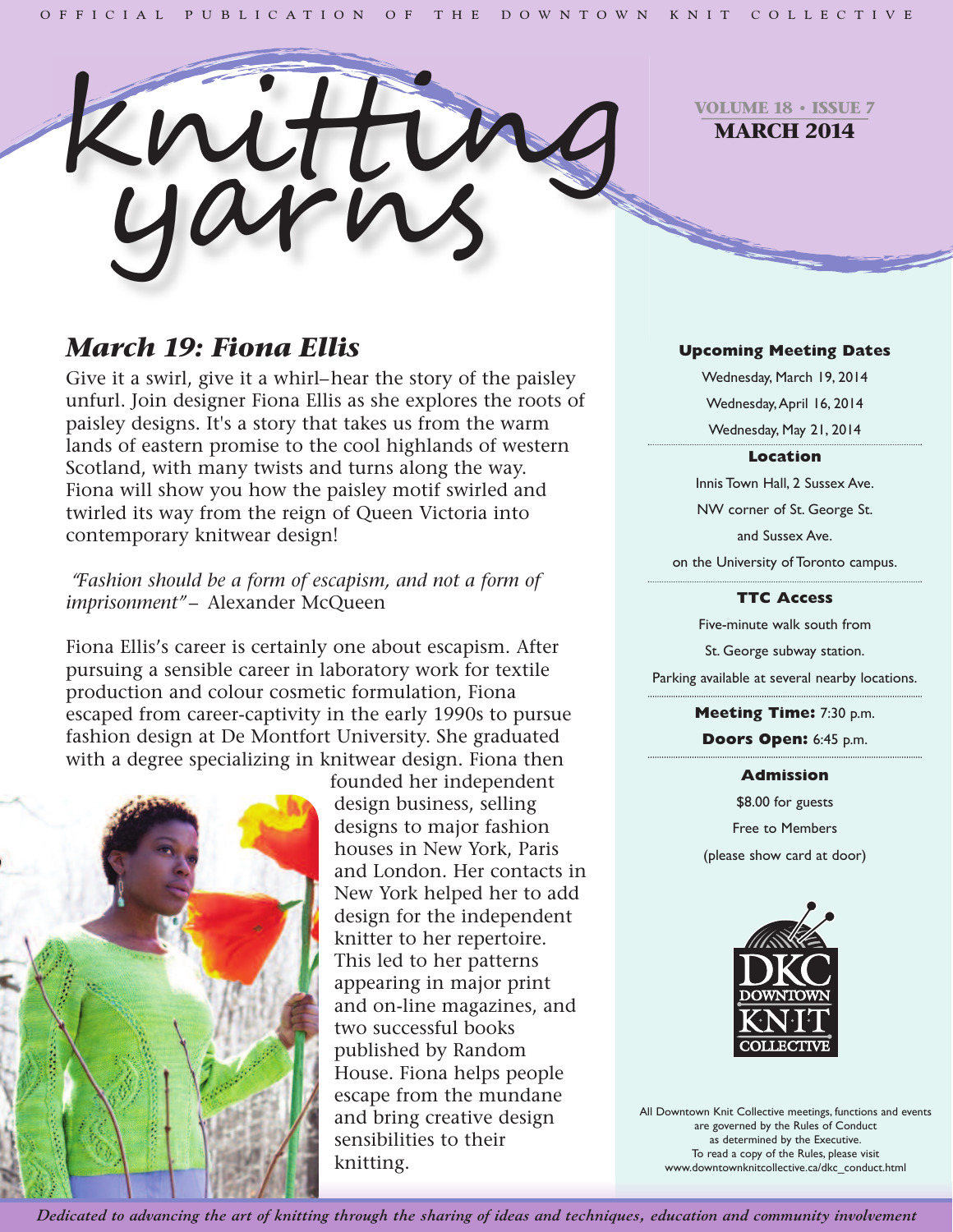OFFICIAL PUBLICATION OF THE DOWNTOWN KNIT COLLECTIVE

# knitting yarns

VOLUME 18 • ISSUE 7
**MARCH 2014**

## *March 19: Fiona Ellis*

Give it a swirl, give it a whirl–hear the story of the paisley unfurl. Join designer Fiona Ellis as she explores the roots of paisley designs. It's a story that takes us from the warm lands of eastern promise to the cool highlands of western Scotland, with many twists and turns along the way. Fiona will show you how the paisley motif swirled and twirled its way from the reign of Queen Victoria into contemporary knitwear design!

*"Fashion should be a form of escapism, and not a form of imprisonment"* – Alexander McQueen

Fiona Ellis's career is certainly one about escapism. After pursuing a sensible career in laboratory work for textile production and colour cosmetic formulation, Fiona escaped from career-captivity in the early 1990s to pursue fashion design at De Montfort University. She graduated with a degree specializing in knitwear design. Fiona then founded her independent design business, selling designs to major fashion houses in New York, Paris and London. Her contacts in New York helped her to add design for the independent knitter to her repertoire. This led to her patterns appearing in major print and on-line magazines, and two successful books published by Random House. Fiona helps people escape from the mundane and bring creative design sensibilities to their knitting.

**Upcoming Meeting Dates**

Wednesday, March 19, 2014
Wednesday, April 16, 2014
Wednesday, May 21, 2014

**Location**

Innis Town Hall, 2 Sussex Ave.
NW corner of St. George St.
and Sussex Ave.
on the University of Toronto campus.

**TTC Access**

Five-minute walk south from
St. George subway station.
Parking available at several nearby locations.

**Meeting Time:** 7:30 p.m.
**Doors Open:** 6:45 p.m.

**Admission**

$8.00 for guests
Free to Members
(please show card at door)

DKC DOWNTOWN KNIT COLLECTIVE

All Downtown Knit Collective meetings, functions and events are governed by the Rules of Conduct as determined by the Executive.
To read a copy of the Rules, please visit www.downtownknitcollective.ca/dkc_conduct.html

*Dedicated to advancing the art of knitting through the sharing of ideas and techniques, education and community involvement*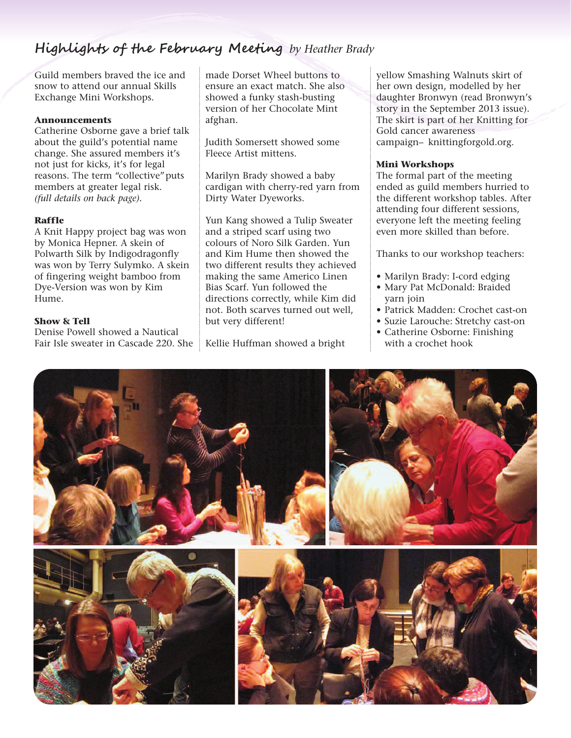## Highlights of the February Meeting *by Heather Brady*

Guild members braved the ice and snow to attend our annual Skills Exchange Mini Workshops.

**Announcements**
Catherine Osborne gave a brief talk about the guild's potential name change. She assured members it's not just for kicks, it's for legal reasons. The term "collective" puts members at greater legal risk. *(full details on back page).*

**Raffle**
A Knit Happy project bag was won by Monica Hepner. A skein of Polwarth Silk by Indigodragonfly was won by Terry Sulymko. A skein of fingering weight bamboo from Dye-Version was won by Kim Hume.

**Show & Tell**
Denise Powell showed a Nautical Fair Isle sweater in Cascade 220. She made Dorset Wheel buttons to ensure an exact match. She also showed a funky stash-busting version of her Chocolate Mint afghan.

Judith Somersett showed some Fleece Artist mittens.

Marilyn Brady showed a baby cardigan with cherry-red yarn from Dirty Water Dyeworks.

Yun Kang showed a Tulip Sweater and a striped scarf using two colours of Noro Silk Garden. Yun and Kim Hume then showed the two different results they achieved making the same Americo Linen Bias Scarf. Yun followed the directions correctly, while Kim did not. Both scarves turned out well, but very different!

Kellie Huffman showed a bright yellow Smashing Walnuts skirt of her own design, modelled by her daughter Bronwyn (read Bronwyn's story in the September 2013 issue). The skirt is part of her Knitting for Gold cancer awareness campaign– knittingforgold.org.

**Mini Workshops**
The formal part of the meeting ended as guild members hurried to the different workshop tables. After attending four different sessions, everyone left the meeting feeling even more skilled than before.

Thanks to our workshop teachers:

- Marilyn Brady: I-cord edging
- Mary Pat McDonald: Braided yarn join
- Patrick Madden: Crochet cast-on
- Suzie Larouche: Stretchy cast-on
- Catherine Osborne: Finishing with a crochet hook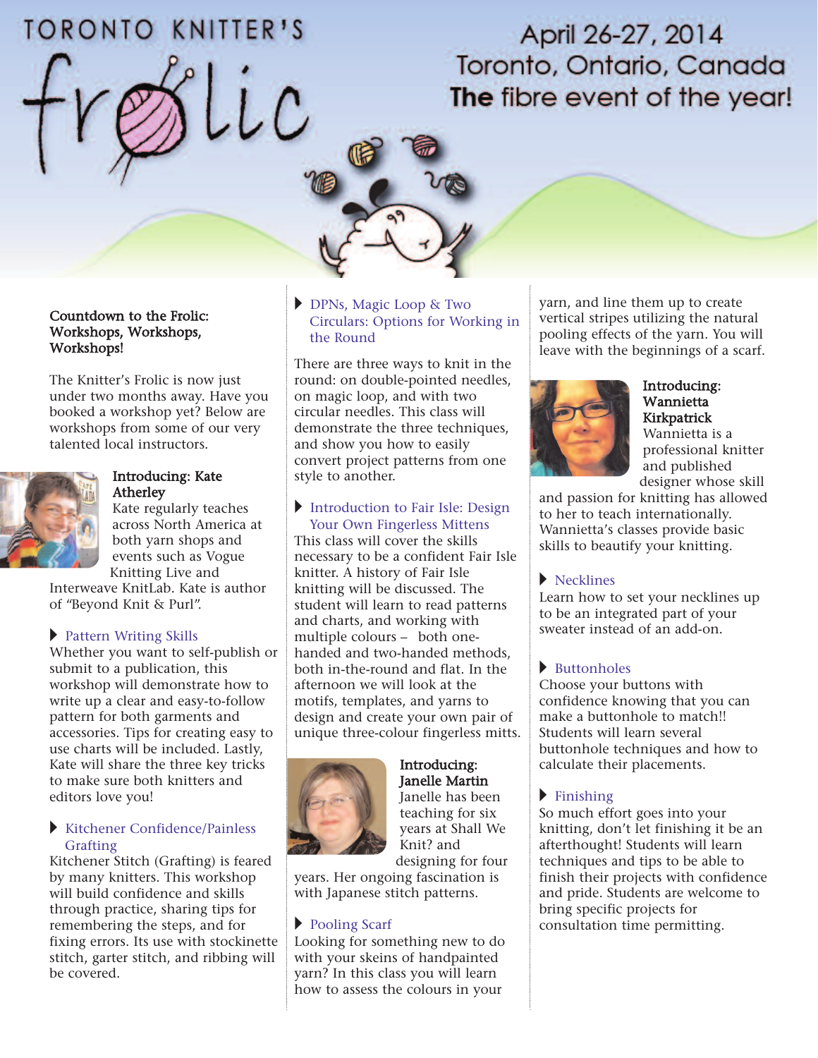# TORONTO KNITTER'S frolic

April 26-27, 2014
Toronto, Ontario, Canada
**The** fibre event of the year!

## Countdown to the Frolic: Workshops, Workshops, Workshops!

The Knitter's Frolic is now just under two months away. Have you booked a workshop yet? Below are workshops from some of our very talented local instructors.

### Introducing: Kate Atherley

Kate regularly teaches across North America at both yarn shops and events such as Vogue Knitting Live and Interweave KnitLab. Kate is author of "Beyond Knit & Purl".

#### Pattern Writing Skills

Whether you want to self-publish or submit to a publication, this workshop will demonstrate how to write up a clear and easy-to-follow pattern for both garments and accessories. Tips for creating easy to use charts will be included. Lastly, Kate will share the three key tricks to make sure both knitters and editors love you!

#### Kitchener Confidence/Painless Grafting

Kitchener Stitch (Grafting) is feared by many knitters. This workshop will build confidence and skills through practice, sharing tips for remembering the steps, and for fixing errors. Its use with stockinette stitch, garter stitch, and ribbing will be covered.

#### DPNs, Magic Loop & Two Circulars: Options for Working in the Round

There are three ways to knit in the round: on double-pointed needles, on magic loop, and with two circular needles. This class will demonstrate the three techniques, and show you how to easily convert project patterns from one style to another.

#### Introduction to Fair Isle: Design Your Own Fingerless Mittens

This class will cover the skills necessary to be a confident Fair Isle knitter. A history of Fair Isle knitting will be discussed. The student will learn to read patterns and charts, and working with multiple colours – both one-handed and two-handed methods, both in-the-round and flat. In the afternoon we will look at the motifs, templates, and yarns to design and create your own pair of unique three-colour fingerless mitts.

### Introducing: Janelle Martin

Janelle has been teaching for six years at Shall We Knit? and designing for four years. Her ongoing fascination is with Japanese stitch patterns.

#### Pooling Scarf

Looking for something new to do with your skeins of handpainted yarn? In this class you will learn how to assess the colours in your yarn, and line them up to create vertical stripes utilizing the natural pooling effects of the yarn. You will leave with the beginnings of a scarf.

### Introducing: Wannietta Kirkpatrick

Wannietta is a professional knitter and published designer whose skill and passion for knitting has allowed to her to teach internationally. Wannietta's classes provide basic skills to beautify your knitting.

#### Necklines

Learn how to set your necklines up to be an integrated part of your sweater instead of an add-on.

#### Buttonholes

Choose your buttons with confidence knowing that you can make a buttonhole to match!! Students will learn several buttonhole techniques and how to calculate their placements.

#### Finishing

So much effort goes into your knitting, don't let finishing it be an afterthought! Students will learn techniques and tips to be able to finish their projects with confidence and pride. Students are welcome to bring specific projects for consultation time permitting.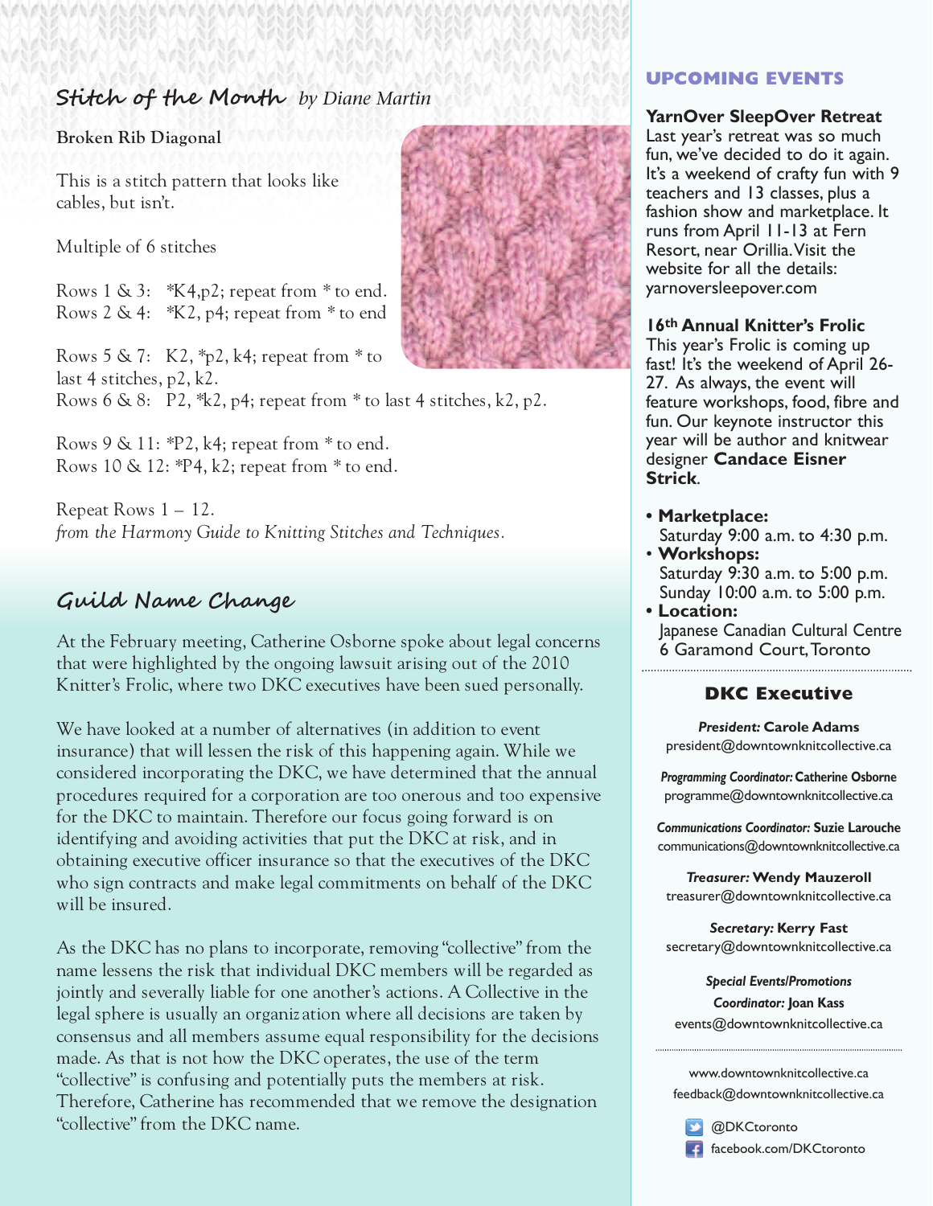## Stitch of the Month *by Diane Martin*

**Broken Rib Diagonal**

This is a stitch pattern that looks like cables, but isn't.

Multiple of 6 stitches

Rows 1 & 3: *K4,p2; repeat from * to end.
Rows 2 & 4: *K2, p4; repeat from * to end

Rows 5 & 7: K2, *p2, k4; repeat from * to last 4 stitches, p2, k2.
Rows 6 & 8: P2, *k2, p4; repeat from * to last 4 stitches, k2, p2.

Rows 9 & 11: *P2, k4; repeat from * to end.
Rows 10 & 12: *P4, k2; repeat from * to end.

Repeat Rows 1 – 12.
*from the Harmony Guide to Knitting Stitches and Techniques.*

## Guild Name Change

At the February meeting, Catherine Osborne spoke about legal concerns that were highlighted by the ongoing lawsuit arising out of the 2010 Knitter's Frolic, where two DKC executives have been sued personally.

We have looked at a number of alternatives (in addition to event insurance) that will lessen the risk of this happening again. While we considered incorporating the DKC, we have determined that the annual procedures required for a corporation are too onerous and too expensive for the DKC to maintain. Therefore our focus going forward is on identifying and avoiding activities that put the DKC at risk, and in obtaining executive officer insurance so that the executives of the DKC who sign contracts and make legal commitments on behalf of the DKC will be insured.

As the DKC has no plans to incorporate, removing "collective" from the name lessens the risk that individual DKC members will be regarded as jointly and severally liable for one another's actions. A Collective in the legal sphere is usually an organization where all decisions are taken by consensus and all members assume equal responsibility for the decisions made. As that is not how the DKC operates, the use of the term "collective" is confusing and potentially puts the members at risk. Therefore, Catherine has recommended that we remove the designation "collective" from the DKC name.

## UPCOMING EVENTS

**YarnOver SleepOver Retreat**
Last year's retreat was so much fun, we've decided to do it again. It's a weekend of crafty fun with 9 teachers and 13 classes, plus a fashion show and marketplace. It runs from April 11-13 at Fern Resort, near Orillia. Visit the website for all the details: yarnoversleepover.com

**16th Annual Knitter's Frolic**
This year's Frolic is coming up fast! It's the weekend of April 26-27. As always, the event will feature workshops, food, fibre and fun. Our keynote instructor this year will be author and knitwear designer **Candace Eisner Strick**.

- **Marketplace:**
  Saturday 9:00 a.m. to 4:30 p.m.
- **Workshops:**
  Saturday 9:30 a.m. to 5:00 p.m.
  Sunday 10:00 a.m. to 5:00 p.m.
- **Location:**
  Japanese Canadian Cultural Centre
  6 Garamond Court, Toronto

## DKC Executive

***President:*** **Carole Adams**
president@downtownknitcollective.ca

***Programming Coordinator:*** **Catherine Osborne**
programme@downtownknitcollective.ca

***Communications Coordinator:*** **Suzie Larouche**
communications@downtownknitcollective.ca

***Treasurer:*** **Wendy Mauzeroll**
treasurer@downtownknitcollective.ca

***Secretary:*** **Kerry Fast**
secretary@downtownknitcollective.ca

***Special Events/Promotions Coordinator:*** **Joan Kass**
events@downtownknitcollective.ca

www.downtownknitcollective.ca
feedback@downtownknitcollective.ca

@DKCtoronto
facebook.com/DKCtoronto